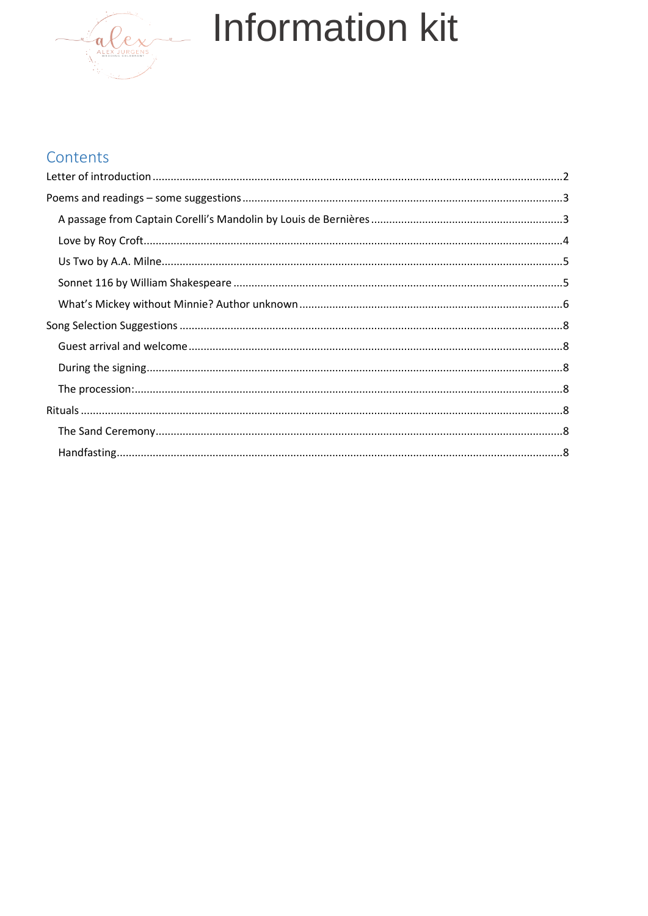# Information kit

## Contents

Letter of introduction ........................................................................................................................... 2

Poems and readings – some suggestions ........................................................................................... 3

- A passage from Captain Corelli's Mandolin by Louis de Bernières ................................................ 3
- Love by Roy Croft .......................................................................................................................... 4
- Us Two by A.A. Milne .................................................................................................................... 5
- Sonnet 116 by William Shakespeare ............................................................................................. 5
- What's Mickey without Minnie? Author unknown ........................................................................ 6

Song Selection Suggestions ................................................................................................................ 8

- Guest arrival and welcome ............................................................................................................ 8
- During the signing ......................................................................................................................... 8
- The procession: .............................................................................................................................. 8

Rituals ................................................................................................................................................... 8

- The Sand Ceremony ....................................................................................................................... 8
- Handfasting .................................................................................................................................... 8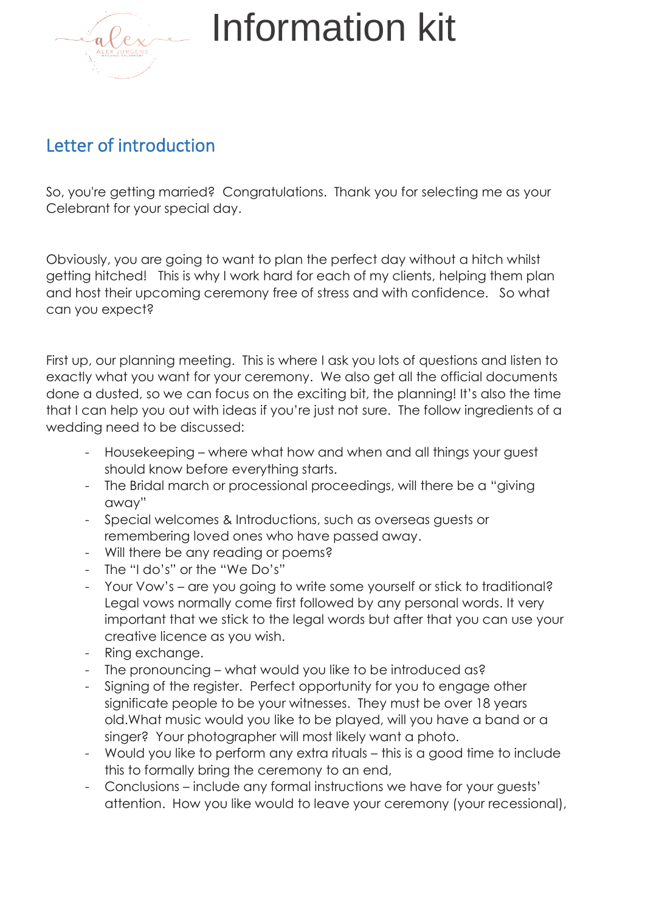# Information kit

## Letter of introduction

So, you're getting married? Congratulations. Thank you for selecting me as your Celebrant for your special day.

Obviously, you are going to want to plan the perfect day without a hitch whilst getting hitched! This is why I work hard for each of my clients, helping them plan and host their upcoming ceremony free of stress and with confidence. So what can you expect?

First up, our planning meeting. This is where I ask you lots of questions and listen to exactly what you want for your ceremony. We also get all the official documents done a dusted, so we can focus on the exciting bit, the planning! It's also the time that I can help you out with ideas if you're just not sure. The follow ingredients of a wedding need to be discussed:

- Housekeeping – where what how and when and all things your guest should know before everything starts.
- The Bridal march or processional proceedings, will there be a "giving away"
- Special welcomes & Introductions, such as overseas guests or remembering loved ones who have passed away.
- Will there be any reading or poems?
- The "I do's" or the "We Do's"
- Your Vow's – are you going to write some yourself or stick to traditional? Legal vows normally come first followed by any personal words. It very important that we stick to the legal words but after that you can use your creative licence as you wish.
- Ring exchange.
- The pronouncing – what would you like to be introduced as?
- Signing of the register. Perfect opportunity for you to engage other significate people to be your witnesses. They must be over 18 years old.What music would you like to be played, will you have a band or a singer? Your photographer will most likely want a photo.
- Would you like to perform any extra rituals – this is a good time to include this to formally bring the ceremony to an end,
- Conclusions – include any formal instructions we have for your guests' attention. How you like would to leave your ceremony (your recessional),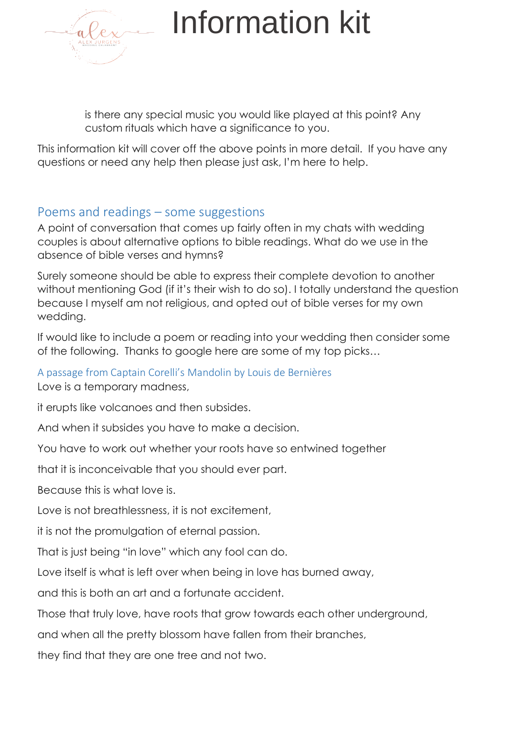is there any special music you would like played at this point? Any custom rituals which have a significance to you.

This information kit will cover off the above points in more detail. If you have any questions or need any help then please just ask, I'm here to help.

## Poems and readings – some suggestions

A point of conversation that comes up fairly often in my chats with wedding couples is about alternative options to bible readings. What do we use in the absence of bible verses and hymns?

Surely someone should be able to express their complete devotion to another without mentioning God (if it's their wish to do so). I totally understand the question because I myself am not religious, and opted out of bible verses for my own wedding.

If would like to include a poem or reading into your wedding then consider some of the following. Thanks to google here are some of my top picks…

### A passage from Captain Corelli's Mandolin by Louis de Bernières

Love is a temporary madness,

it erupts like volcanoes and then subsides.

And when it subsides you have to make a decision.

You have to work out whether your roots have so entwined together

that it is inconceivable that you should ever part.

Because this is what love is.

Love is not breathlessness, it is not excitement,

it is not the promulgation of eternal passion.

That is just being "in love" which any fool can do.

Love itself is what is left over when being in love has burned away,

and this is both an art and a fortunate accident.

Those that truly love, have roots that grow towards each other underground,

and when all the pretty blossom have fallen from their branches,

they find that they are one tree and not two.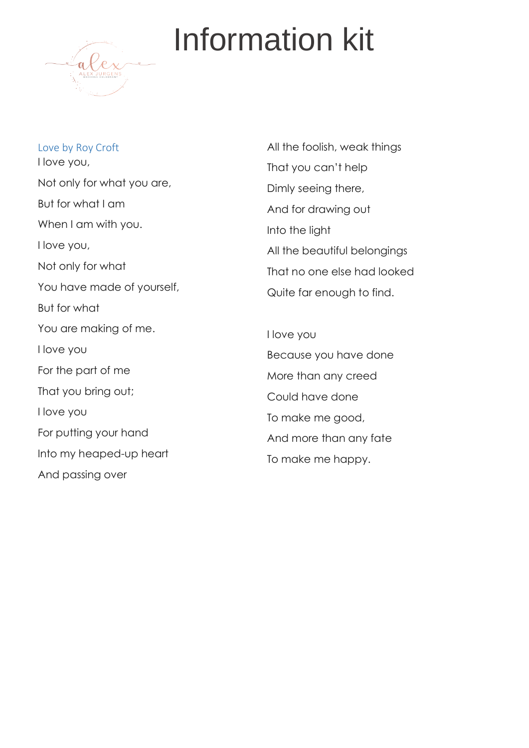# Information kit

### Love by Roy Croft

I love you,

Not only for what you are,

But for what I am

When I am with you.

I love you,

Not only for what

You have made of yourself,

But for what

You are making of me.

I love you

For the part of me

That you bring out;

I love you

For putting your hand

Into my heaped-up heart

And passing over

All the foolish, weak things

That you can't help

Dimly seeing there,

And for drawing out

Into the light

All the beautiful belongings

That no one else had looked

Quite far enough to find.

I love you

Because you have done

More than any creed

Could have done

To make me good,

And more than any fate

To make me happy.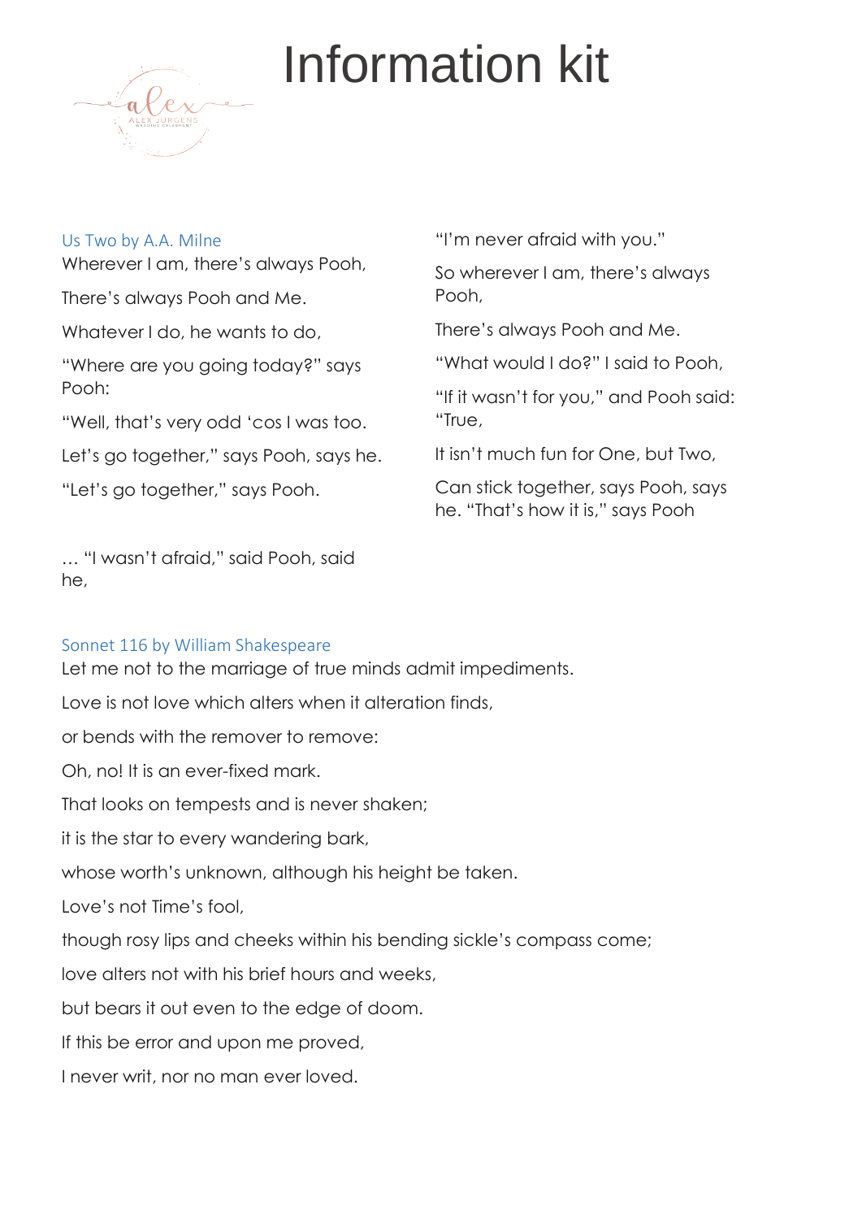# Information kit

### Us Two by A.A. Milne

Wherever I am, there's always Pooh,

There's always Pooh and Me.

Whatever I do, he wants to do,

"Where are you going today?" says Pooh:

"Well, that's very odd 'cos I was too.

Let's go together," says Pooh, says he.

"Let's go together," says Pooh.

… "I wasn't afraid," said Pooh, said he,

"I'm never afraid with you."

So wherever I am, there's always Pooh,

There's always Pooh and Me.

"What would I do?" I said to Pooh,

"If it wasn't for you," and Pooh said: "True,

It isn't much fun for One, but Two,

Can stick together, says Pooh, says he. "That's how it is," says Pooh

### Sonnet 116 by William Shakespeare

Let me not to the marriage of true minds admit impediments.

Love is not love which alters when it alteration finds,

or bends with the remover to remove:

Oh, no! It is an ever-fixed mark.

That looks on tempests and is never shaken;

it is the star to every wandering bark,

whose worth's unknown, although his height be taken.

Love's not Time's fool,

though rosy lips and cheeks within his bending sickle's compass come;

love alters not with his brief hours and weeks,

but bears it out even to the edge of doom.

If this be error and upon me proved,

I never writ, nor no man ever loved.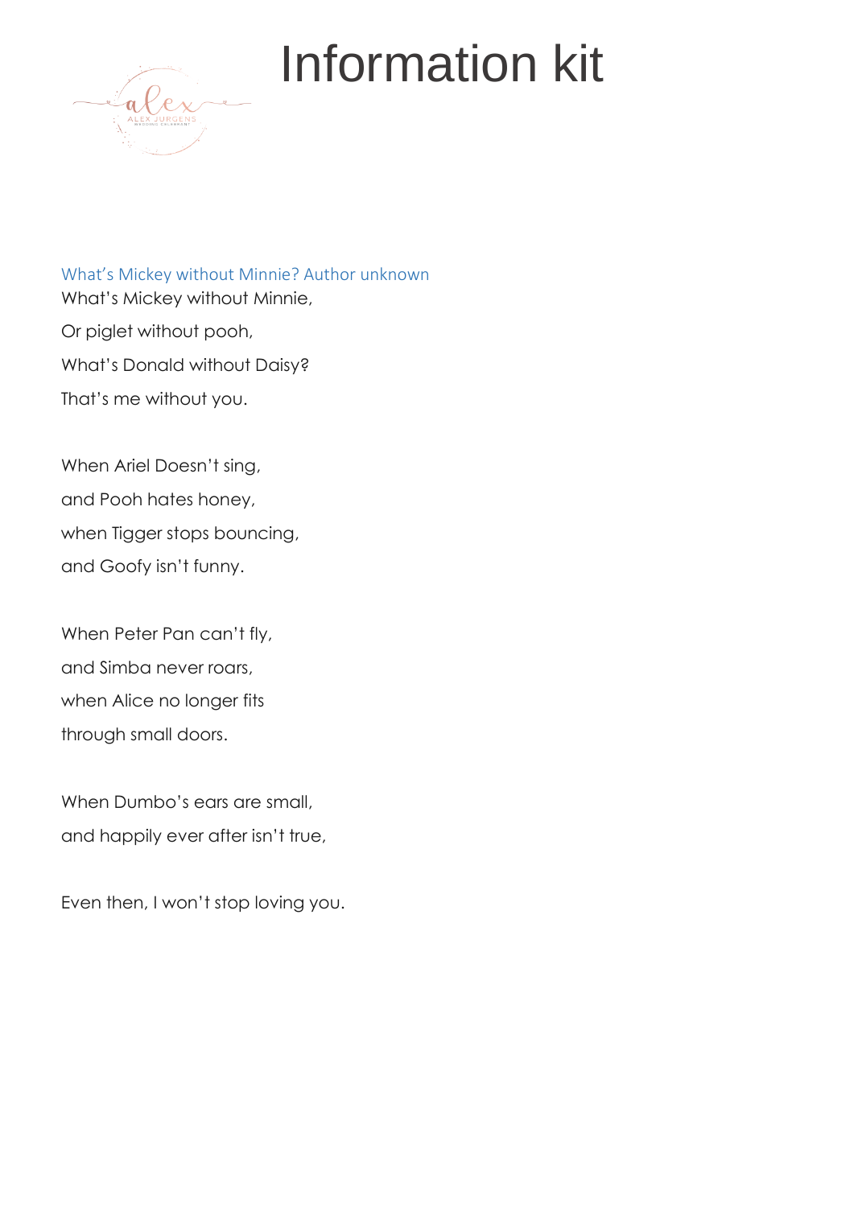# Information kit

### What's Mickey without Minnie? Author unknown

What's Mickey without Minnie,

Or piglet without pooh,

What's Donald without Daisy?

That's me without you.

When Ariel Doesn't sing,

and Pooh hates honey,

when Tigger stops bouncing,

and Goofy isn't funny.

When Peter Pan can't fly,

and Simba never roars,

when Alice no longer fits

through small doors.

When Dumbo's ears are small,

and happily ever after isn't true,

Even then, I won't stop loving you.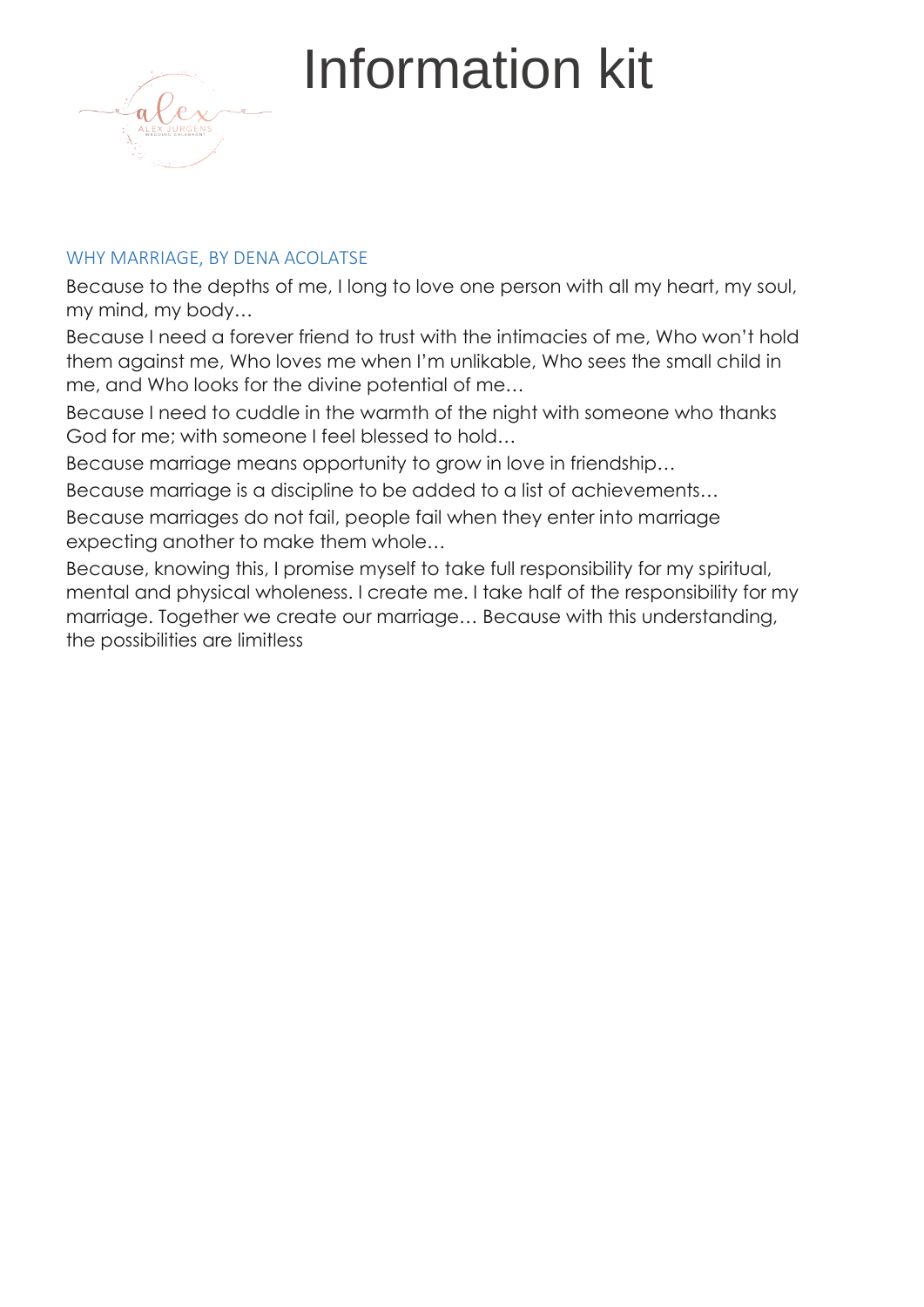# Information kit

## WHY MARRIAGE, BY DENA ACOLATSE

Because to the depths of me, I long to love one person with all my heart, my soul, my mind, my body…

Because I need a forever friend to trust with the intimacies of me, Who won't hold them against me, Who loves me when I'm unlikable, Who sees the small child in me, and Who looks for the divine potential of me…

Because I need to cuddle in the warmth of the night with someone who thanks God for me; with someone I feel blessed to hold…

Because marriage means opportunity to grow in love in friendship…

Because marriage is a discipline to be added to a list of achievements…

Because marriages do not fail, people fail when they enter into marriage expecting another to make them whole…

Because, knowing this, I promise myself to take full responsibility for my spiritual, mental and physical wholeness. I create me. I take half of the responsibility for my marriage. Together we create our marriage… Because with this understanding, the possibilities are limitless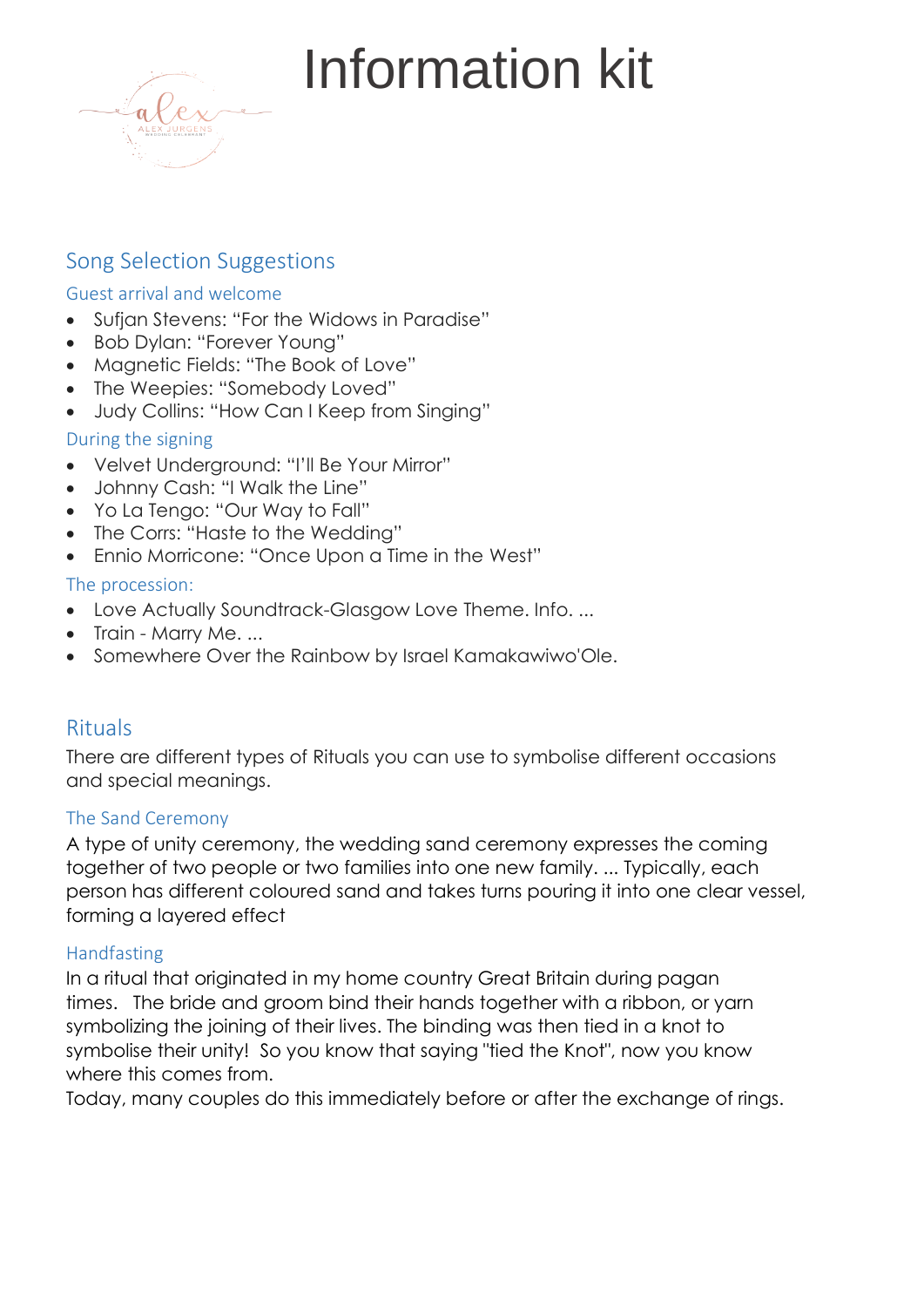# Information kit

## Song Selection Suggestions

### Guest arrival and welcome

- Sufjan Stevens: "For the Widows in Paradise"
- Bob Dylan: "Forever Young"
- Magnetic Fields: "The Book of Love"
- The Weepies: "Somebody Loved"
- Judy Collins: "How Can I Keep from Singing"

### During the signing

- Velvet Underground: "I'll Be Your Mirror"
- Johnny Cash: "I Walk the Line"
- Yo La Tengo: "Our Way to Fall"
- The Corrs: "Haste to the Wedding"
- Ennio Morricone: "Once Upon a Time in the West"

### The procession:

- Love Actually Soundtrack-Glasgow Love Theme. Info. ...
- Train - Marry Me. ...
- Somewhere Over the Rainbow by Israel Kamakawiwo'Ole.

## Rituals

There are different types of Rituals you can use to symbolise different occasions and special meanings.

### The Sand Ceremony

A type of unity ceremony, the wedding sand ceremony expresses the coming together of two people or two families into one new family. ... Typically, each person has different coloured sand and takes turns pouring it into one clear vessel, forming a layered effect

### Handfasting

In a ritual that originated in my home country Great Britain during pagan times. The bride and groom bind their hands together with a ribbon, or yarn symbolizing the joining of their lives. The binding was then tied in a knot to symbolise their unity! So you know that saying "tied the Knot", now you know where this comes from.
Today, many couples do this immediately before or after the exchange of rings.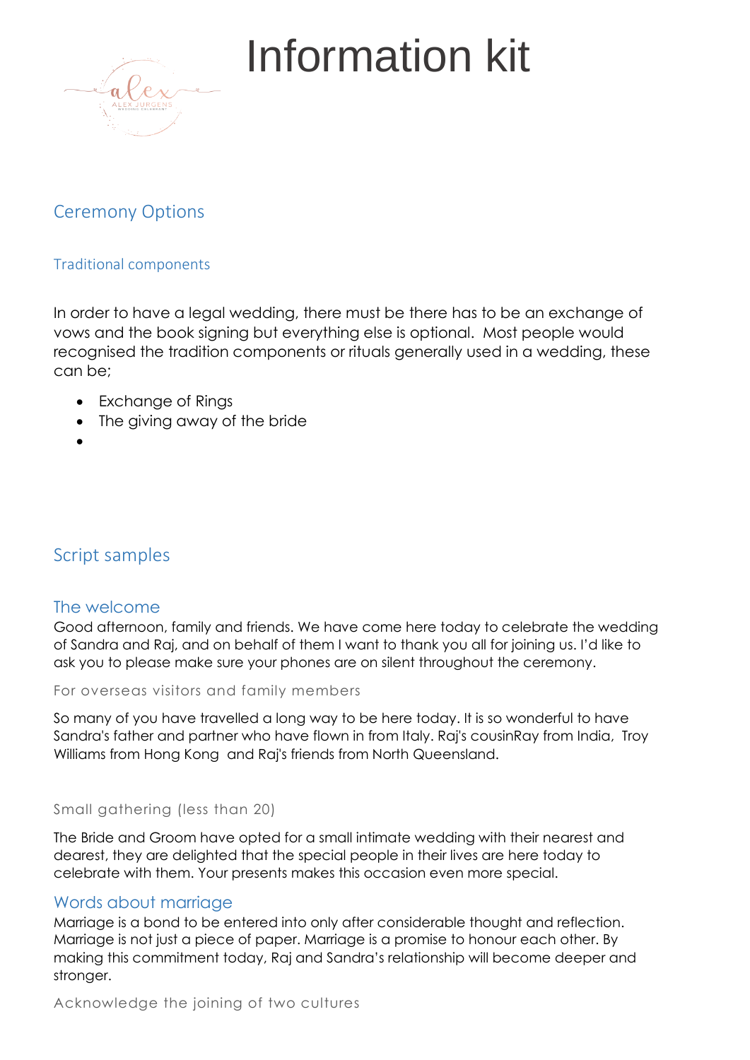# Information kit

## Ceremony Options

### Traditional components

In order to have a legal wedding, there must be there has to be an exchange of vows and the book signing but everything else is optional. Most people would recognised the tradition components or rituals generally used in a wedding, these can be;

- Exchange of Rings
- The giving away of the bride
-

## Script samples

### The welcome

Good afternoon, family and friends. We have come here today to celebrate the wedding of Sandra and Raj, and on behalf of them I want to thank you all for joining us. I'd like to ask you to please make sure your phones are on silent throughout the ceremony.

#### For overseas visitors and family members

So many of you have travelled a long way to be here today. It is so wonderful to have Sandra's father and partner who have flown in from Italy. Raj's cousinRay from India, Troy Williams from Hong Kong and Raj's friends from North Queensland.

#### Small gathering (less than 20)

The Bride and Groom have opted for a small intimate wedding with their nearest and dearest, they are delighted that the special people in their lives are here today to celebrate with them. Your presents makes this occasion even more special.

### Words about marriage

Marriage is a bond to be entered into only after considerable thought and reflection. Marriage is not just a piece of paper. Marriage is a promise to honour each other. By making this commitment today, Raj and Sandra's relationship will become deeper and stronger.

#### Acknowledge the joining of two cultures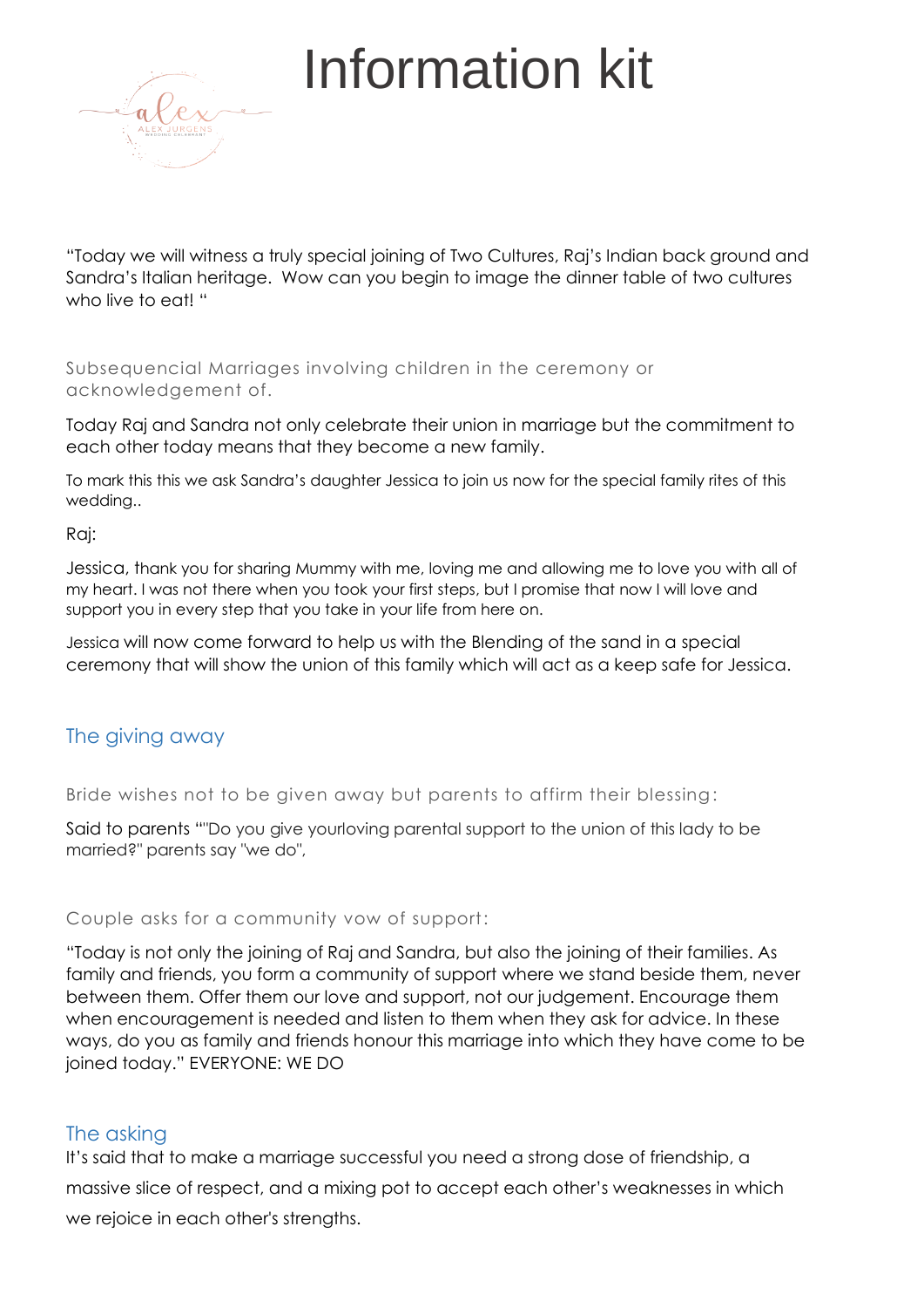# Information kit

"Today we will witness a truly special joining of Two Cultures, Raj's Indian back ground and Sandra's Italian heritage.  Wow can you begin to image the dinner table of two cultures who live to eat! "

Subsequencial Marriages involving children in the ceremony or acknowledgement of.

Today Raj and Sandra not only celebrate their union in marriage but the commitment to each other today means that they become a new family.

To mark this this we ask Sandra's daughter Jessica to join us now for the special family rites of this wedding..

Raj:

Jessica, thank you for sharing Mummy with me, loving me and allowing me to love you with all of my heart. I was not there when you took your first steps, but I promise that now I will love and support you in every step that you take in your life from here on.

Jessica will now come forward to help us with the Blending of the sand in a special ceremony that will show the union of this family which will act as a keep safe for Jessica.

## The giving away

Bride wishes not to be given away but parents to affirm their blessing:

Said to parents ""Do you give yourloving parental support to the union of this lady to be married?" parents say "we do",

Couple asks for a community vow of support:

"Today is not only the joining of Raj and Sandra, but also the joining of their families. As family and friends, you form a community of support where we stand beside them, never between them. Offer them our love and support, not our judgement. Encourage them when encouragement is needed and listen to them when they ask for advice. In these ways, do you as family and friends honour this marriage into which they have come to be joined today." EVERYONE: WE DO

## The asking

It's said that to make a marriage successful you need a strong dose of friendship, a massive slice of respect, and a mixing pot to accept each other's weaknesses in which we rejoice in each other's strengths.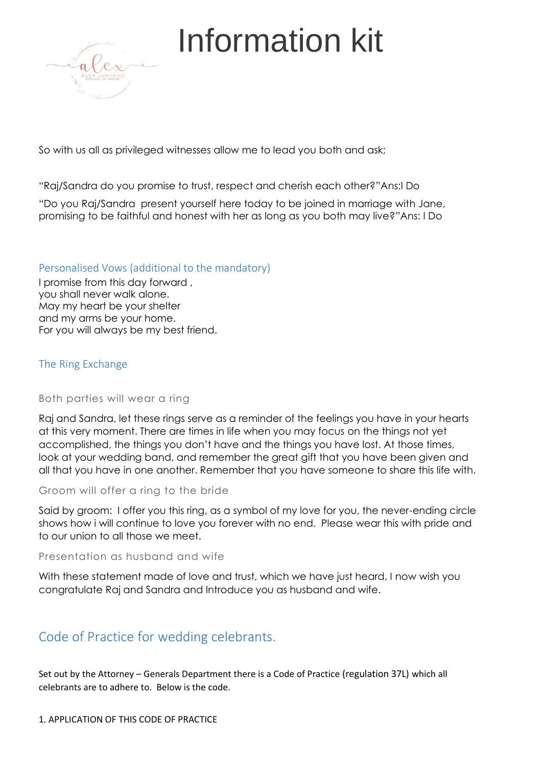# Information kit

So with us all as privileged witnesses allow me to lead you both and ask;

"Raj/Sandra do you promise to trust, respect and cherish each other?"Ans:I Do

"Do you Raj/Sandra present yourself here today to be joined in marriage with Jane, promising to be faithful and honest with her as long as you both may live?"Ans: I Do

### Personalised Vows (additional to the mandatory)

I promise from this day forward ,
you shall never walk alone.
May my heart be your shelter
and my arms be your home.
For you will always be my best friend.

### The Ring Exchange

#### Both parties will wear a ring

Raj and Sandra, let these rings serve as a reminder of the feelings you have in your hearts at this very moment. There are times in life when you may focus on the things not yet accomplished, the things you don't have and the things you have lost. At those times, look at your wedding band, and remember the great gift that you have been given and all that you have in one another. Remember that you have someone to share this life with.

#### Groom will offer a ring to the bride

Said by groom: I offer you this ring, as a symbol of my love for you, the never-ending circle shows how i will continue to love you forever with no end. Please wear this with pride and to our union to all those we meet.

#### Presentation as husband and wife

With these statement made of love and trust, which we have just heard, I now wish you congratulate Raj and Sandra and Introduce you as husband and wife.

## Code of Practice for wedding celebrants.

Set out by the Attorney – Generals Department there is a Code of Practice (regulation 37L) which all celebrants are to adhere to. Below is the code.

1. APPLICATION OF THIS CODE OF PRACTICE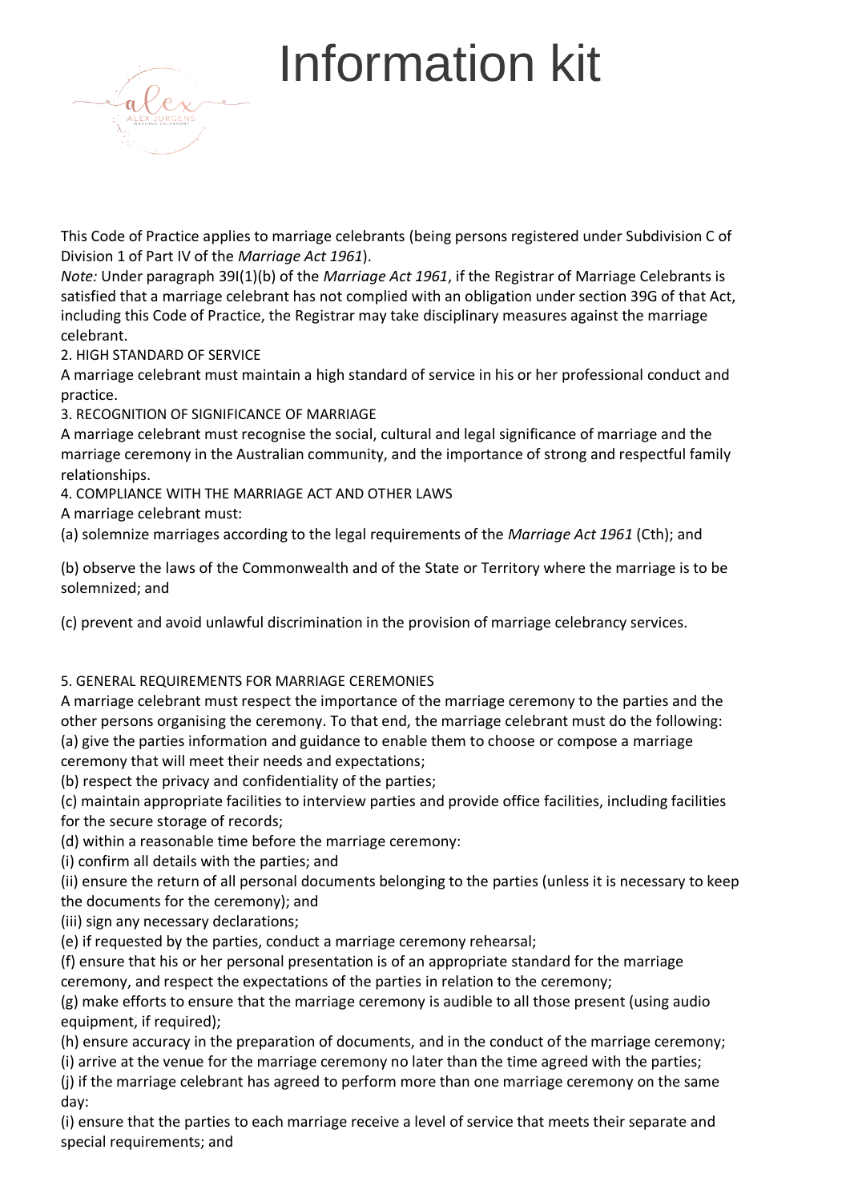# Information kit

This Code of Practice applies to marriage celebrants (being persons registered under Subdivision C of Division 1 of Part IV of the *Marriage Act 1961*).

*Note:* Under paragraph 39I(1)(b) of the *Marriage Act 1961*, if the Registrar of Marriage Celebrants is satisfied that a marriage celebrant has not complied with an obligation under section 39G of that Act, including this Code of Practice, the Registrar may take disciplinary measures against the marriage celebrant.

2. HIGH STANDARD OF SERVICE

A marriage celebrant must maintain a high standard of service in his or her professional conduct and practice.

3. RECOGNITION OF SIGNIFICANCE OF MARRIAGE

A marriage celebrant must recognise the social, cultural and legal significance of marriage and the marriage ceremony in the Australian community, and the importance of strong and respectful family relationships.

4. COMPLIANCE WITH THE MARRIAGE ACT AND OTHER LAWS

A marriage celebrant must:

(a) solemnize marriages according to the legal requirements of the *Marriage Act 1961* (Cth); and

(b) observe the laws of the Commonwealth and of the State or Territory where the marriage is to be solemnized; and

(c) prevent and avoid unlawful discrimination in the provision of marriage celebrancy services.

5. GENERAL REQUIREMENTS FOR MARRIAGE CEREMONIES

A marriage celebrant must respect the importance of the marriage ceremony to the parties and the other persons organising the ceremony. To that end, the marriage celebrant must do the following:

(a) give the parties information and guidance to enable them to choose or compose a marriage ceremony that will meet their needs and expectations;

(b) respect the privacy and confidentiality of the parties;

(c) maintain appropriate facilities to interview parties and provide office facilities, including facilities for the secure storage of records;

(d) within a reasonable time before the marriage ceremony:

(i) confirm all details with the parties; and

(ii) ensure the return of all personal documents belonging to the parties (unless it is necessary to keep the documents for the ceremony); and

(iii) sign any necessary declarations;

(e) if requested by the parties, conduct a marriage ceremony rehearsal;

(f) ensure that his or her personal presentation is of an appropriate standard for the marriage ceremony, and respect the expectations of the parties in relation to the ceremony;

(g) make efforts to ensure that the marriage ceremony is audible to all those present (using audio equipment, if required);

(h) ensure accuracy in the preparation of documents, and in the conduct of the marriage ceremony;

(i) arrive at the venue for the marriage ceremony no later than the time agreed with the parties;

(j) if the marriage celebrant has agreed to perform more than one marriage ceremony on the same day:

(i) ensure that the parties to each marriage receive a level of service that meets their separate and special requirements; and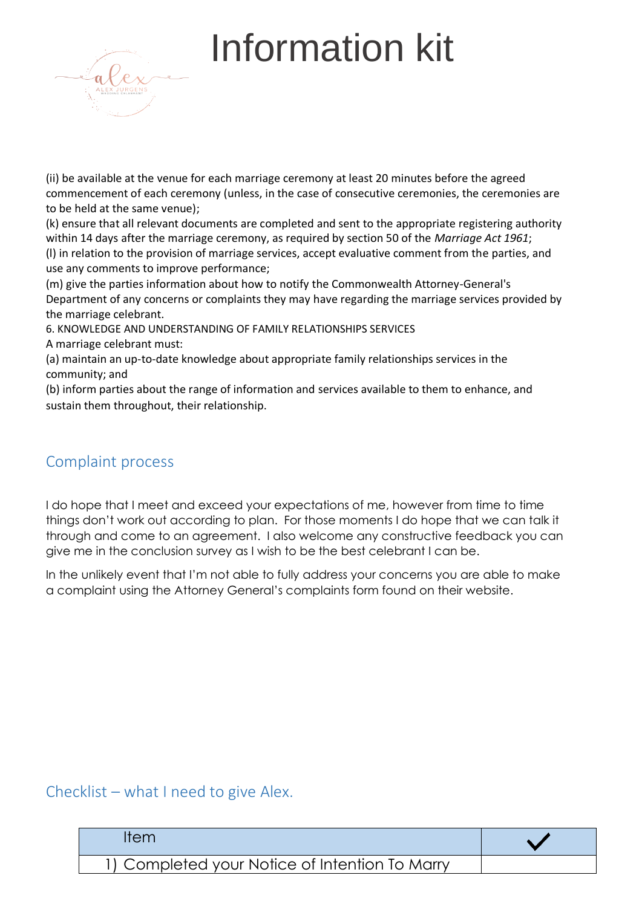(ii) be available at the venue for each marriage ceremony at least 20 minutes before the agreed commencement of each ceremony (unless, in the case of consecutive ceremonies, the ceremonies are to be held at the same venue);
(k) ensure that all relevant documents are completed and sent to the appropriate registering authority within 14 days after the marriage ceremony, as required by section 50 of the *Marriage Act 1961*;
(l) in relation to the provision of marriage services, accept evaluative comment from the parties, and use any comments to improve performance;
(m) give the parties information about how to notify the Commonwealth Attorney-General's Department of any concerns or complaints they may have regarding the marriage services provided by the marriage celebrant.
6. KNOWLEDGE AND UNDERSTANDING OF FAMILY RELATIONSHIPS SERVICES
A marriage celebrant must:
(a) maintain an up-to-date knowledge about appropriate family relationships services in the community; and
(b) inform parties about the range of information and services available to them to enhance, and sustain them throughout, their relationship.

## Complaint process

I do hope that I meet and exceed your expectations of me, however from time to time things don't work out according to plan. For those moments I do hope that we can talk it through and come to an agreement. I also welcome any constructive feedback you can give me in the conclusion survey as I wish to be the best celebrant I can be.

In the unlikely event that I'm not able to fully address your concerns you are able to make a complaint using the Attorney General's complaints form found on their website.

## Checklist – what I need to give Alex.

| Item | ✓ |
|---|---|
| 1) Completed your Notice of Intention To Marry | |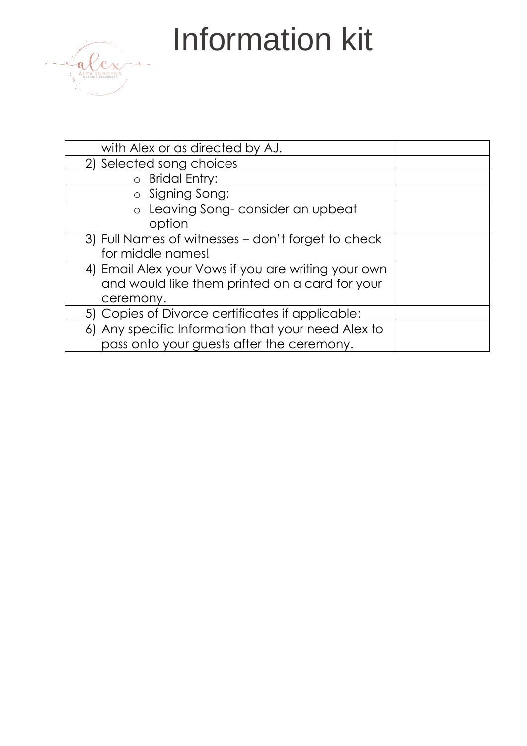# Information kit

| | |
|---|---|
| with Alex or as directed by AJ. | |
| 2) Selected song choices | |
| o Bridal Entry: | |
| o Signing Song: | |
| o Leaving Song- consider an upbeat option | |
| 3) Full Names of witnesses – don't forget to check for middle names! | |
| 4) Email Alex your Vows if you are writing your own and would like them printed on a card for your ceremony. | |
| 5) Copies of Divorce certificates if applicable: | |
| 6) Any specific Information that your need Alex to pass onto your guests after the ceremony. | |